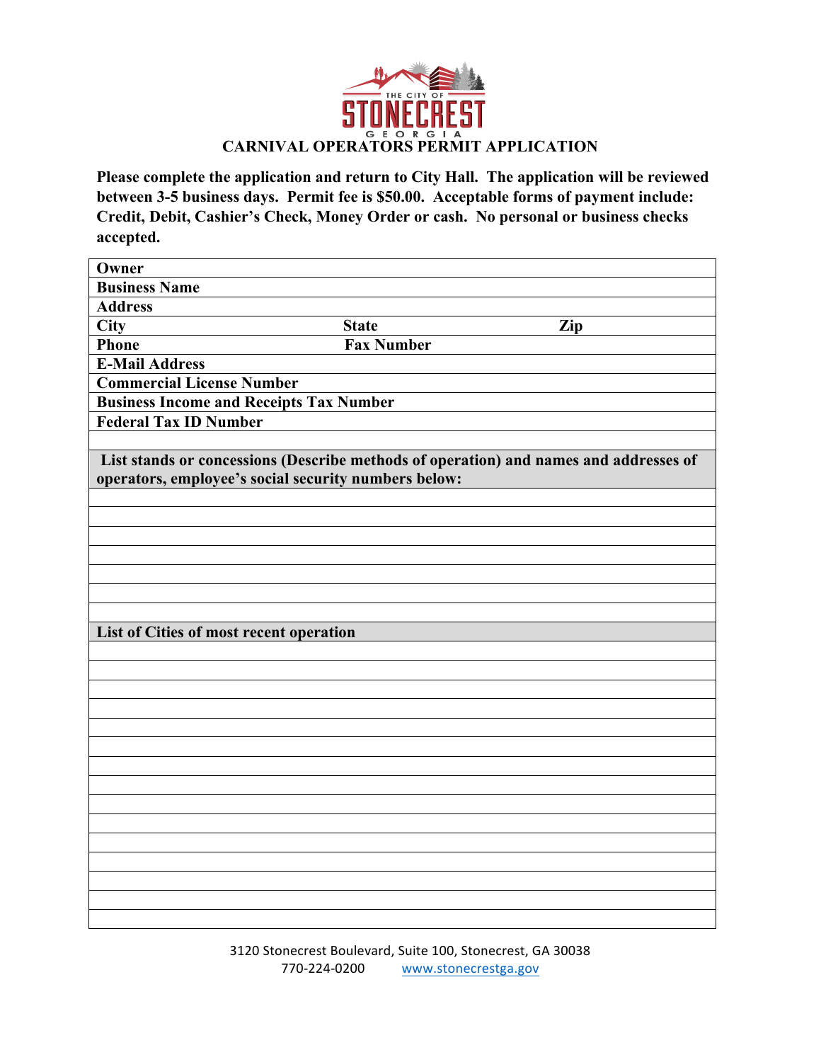THE CITY OF STONECREST GEORGIA

# CARNIVAL OPERATORS PERMIT APPLICATION

**Please complete the application and return to City Hall. The application will be reviewed between 3-5 business days. Permit fee is $50.00. Acceptable forms of payment include: Credit, Debit, Cashier's Check, Money Order or cash. No personal or business checks accepted.**

| | | |
|---|---|---|
| **Owner** | | |
| **Business Name** | | |
| **Address** | | |
| **City** | **State** | **Zip** |
| **Phone** | **Fax Number** | |
| **E-Mail Address** | | |
| **Commercial License Number** | | |
| **Business Income and Receipts Tax Number** | | |
| **Federal Tax ID Number** | | |
| | | |
| **List stands or concessions (Describe methods of operation) and names and addresses of operators, employee's social security numbers below:** | | |
| | | |
| | | |
| | | |
| | | |
| | | |
| | | |
| | | |
| **List of Cities of most recent operation** | | |
| | | |
| | | |
| | | |
| | | |
| | | |
| | | |
| | | |
| | | |
| | | |
| | | |
| | | |
| | | |
| | | |
| | | |
| | | |

3120 Stonecrest Boulevard, Suite 100, Stonecrest, GA 30038
770-224-0200 www.stonecrestga.gov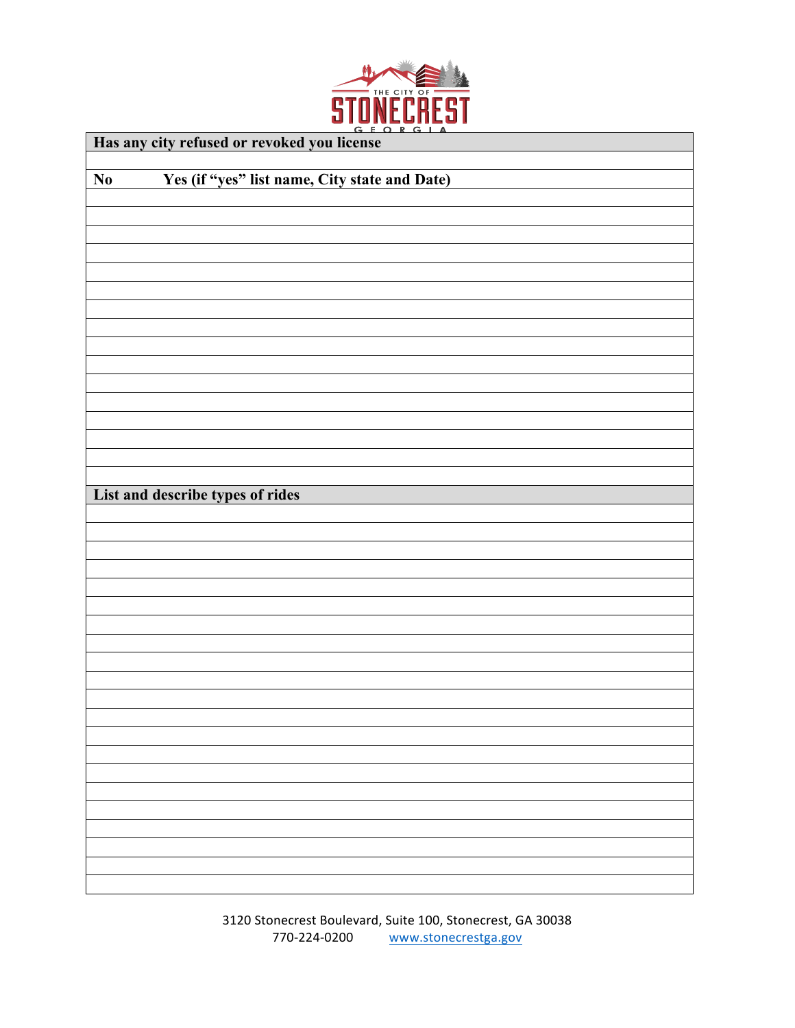| Has any city refused or revoked you license |
| --- |
| |
| **No** &nbsp;&nbsp;&nbsp;&nbsp;&nbsp;&nbsp;&nbsp;&nbsp; **Yes (if "yes" list name, City state and Date)** |
| |
| |
| |
| |
| |
| |
| |
| |
| |
| |
| |
| |
| |
| |
| |
| **List and describe types of rides** |
| |
| |
| |
| |
| |
| |
| |
| |
| |
| |
| |
| |
| |
| |
| |
| |
| |
| |
| |
| |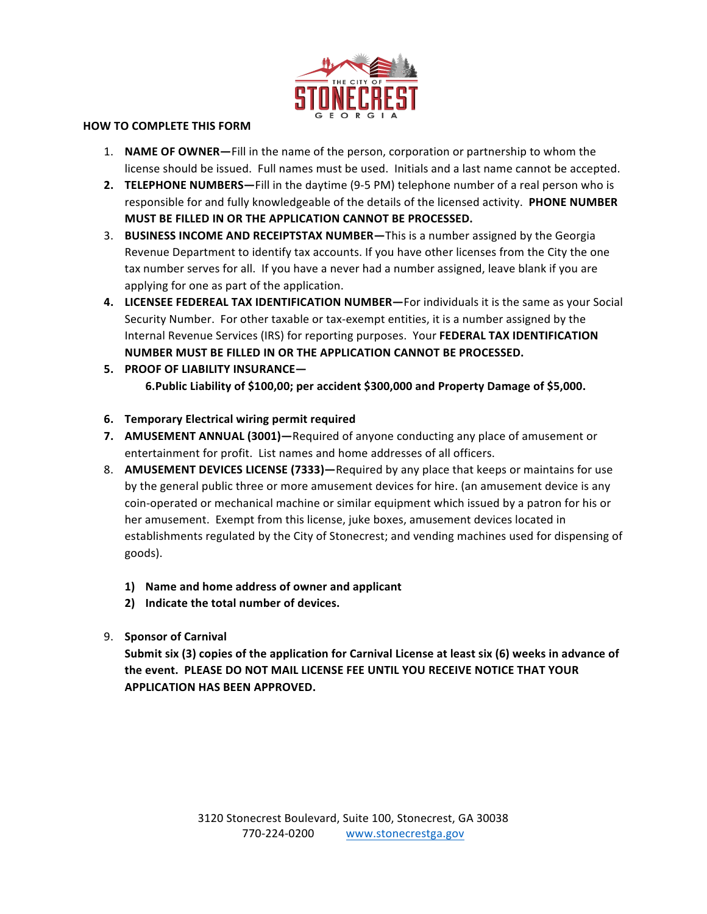**HOW TO COMPLETE THIS FORM**

1. **NAME OF OWNER—**Fill in the name of the person, corporation or partnership to whom the license should be issued. Full names must be used. Initials and a last name cannot be accepted.
2. **TELEPHONE NUMBERS—**Fill in the daytime (9-5 PM) telephone number of a real person who is responsible for and fully knowledgeable of the details of the licensed activity. **PHONE NUMBER MUST BE FILLED IN OR THE APPLICATION CANNOT BE PROCESSED.**
3. **BUSINESS INCOME AND RECEIPTSTAX NUMBER—**This is a number assigned by the Georgia Revenue Department to identify tax accounts. If you have other licenses from the City the one tax number serves for all. If you have a never had a number assigned, leave blank if you are applying for one as part of the application.
4. **LICENSEE FEDEREAL TAX IDENTIFICATION NUMBER—**For individuals it is the same as your Social Security Number. For other taxable or tax-exempt entities, it is a number assigned by the Internal Revenue Services (IRS) for reporting purposes. Your **FEDERAL TAX IDENTIFICATION NUMBER MUST BE FILLED IN OR THE APPLICATION CANNOT BE PROCESSED.**
5. **PROOF OF LIABILITY INSURANCE—**
   **6.Public Liability of $100,00; per accident $300,000 and Property Damage of $5,000.**
6. **Temporary Electrical wiring permit required**
7. **AMUSEMENT ANNUAL (3001)—**Required of anyone conducting any place of amusement or entertainment for profit. List names and home addresses of all officers.
8. **AMUSEMENT DEVICES LICENSE (7333)—**Required by any place that keeps or maintains for use by the general public three or more amusement devices for hire. (an amusement device is any coin-operated or mechanical machine or similar equipment which issued by a patron for his or her amusement. Exempt from this license, juke boxes, amusement devices located in establishments regulated by the City of Stonecrest; and vending machines used for dispensing of goods).

   1) **Name and home address of owner and applicant**
   2) **Indicate the total number of devices.**

9. **Sponsor of Carnival**
   **Submit six (3) copies of the application for Carnival License at least six (6) weeks in advance of the event. PLEASE DO NOT MAIL LICENSE FEE UNTIL YOU RECEIVE NOTICE THAT YOUR APPLICATION HAS BEEN APPROVED.**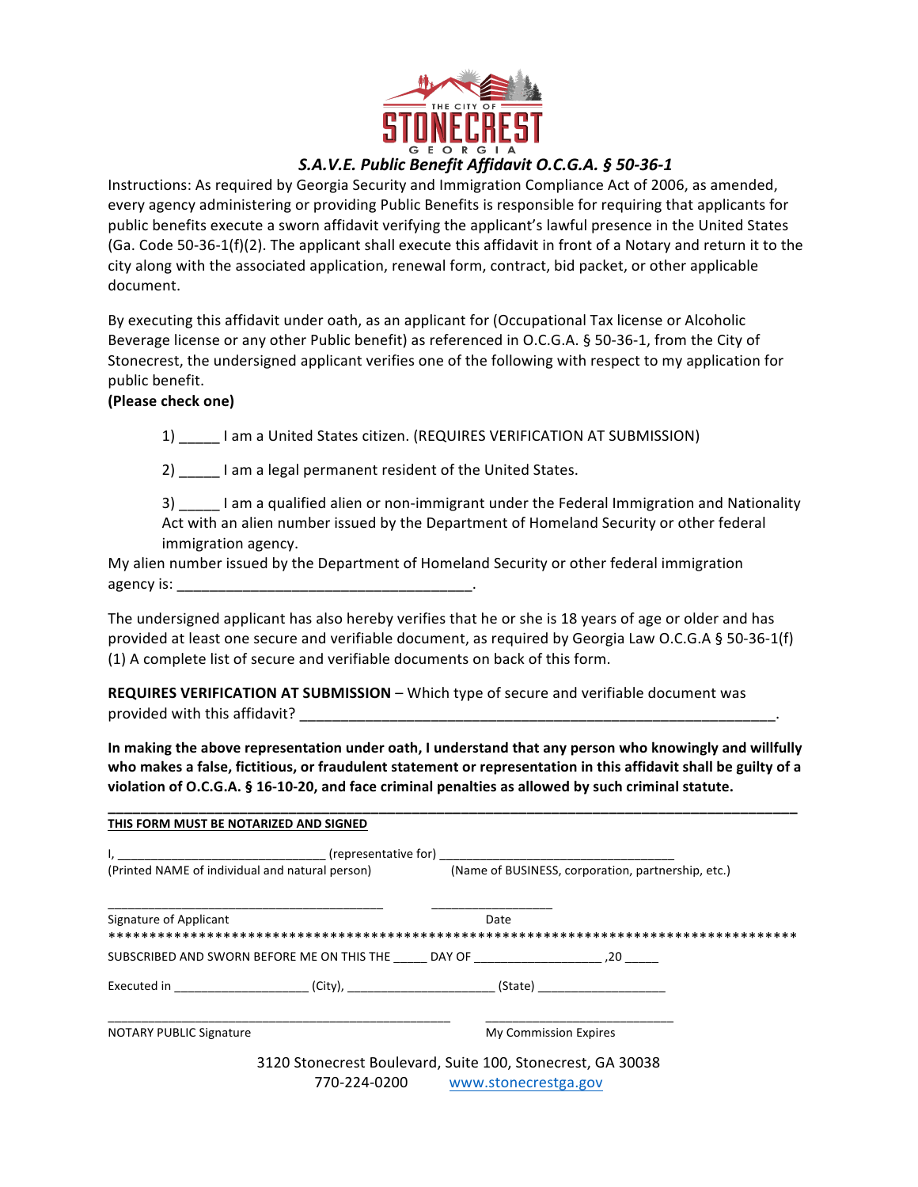THE CITY OF
STONECREST
GEORGIA

### *S.A.V.E. Public Benefit Affidavit O.C.G.A. § 50-36-1*

Instructions: As required by Georgia Security and Immigration Compliance Act of 2006, as amended, every agency administering or providing Public Benefits is responsible for requiring that applicants for public benefits execute a sworn affidavit verifying the applicant's lawful presence in the United States (Ga. Code 50-36-1(f)(2). The applicant shall execute this affidavit in front of a Notary and return it to the city along with the associated application, renewal form, contract, bid packet, or other applicable document.

By executing this affidavit under oath, as an applicant for (Occupational Tax license or Alcoholic Beverage license or any other Public benefit) as referenced in O.C.G.A. § 50-36-1, from the City of Stonecrest, the undersigned applicant verifies one of the following with respect to my application for public benefit.

**(Please check one)**

1) _____ I am a United States citizen. (REQUIRES VERIFICATION AT SUBMISSION)

2) _____ I am a legal permanent resident of the United States.

3) _____ I am a qualified alien or non-immigrant under the Federal Immigration and Nationality Act with an alien number issued by the Department of Homeland Security or other federal immigration agency.

My alien number issued by the Department of Homeland Security or other federal immigration agency is: ____________________________________.

The undersigned applicant has also hereby verifies that he or she is 18 years of age or older and has provided at least one secure and verifiable document, as required by Georgia Law O.C.G.A § 50-36-1(f)(1) A complete list of secure and verifiable documents on back of this form.

**REQUIRES VERIFICATION AT SUBMISSION** – Which type of secure and verifiable document was provided with this affidavit? ____________________________________________________________.

**In making the above representation under oath, I understand that any person who knowingly and willfully who makes a false, fictitious, or fraudulent statement or representation in this affidavit shall be guilty of a violation of O.C.G.A. § 16-10-20, and face criminal penalties as allowed by such criminal statute.**

---

**THIS FORM MUST BE NOTARIZED AND SIGNED**

I, ______________________________ (representative for) __________________________________
(Printed NAME of individual and natural person) (Name of BUSINESS, corporation, partnership, etc.)

________________________________________ __________________
Signature of Applicant Date

*************************************************************************************

SUBSCRIBED AND SWORN BEFORE ME ON THIS THE _____ DAY OF ___________________ ,20 _____

Executed in ___________________ (City), _____________________ (State) __________________

__________________________________________________ ___________________________
NOTARY PUBLIC Signature My Commission Expires

3120 Stonecrest Boulevard, Suite 100, Stonecrest, GA 30038
770-224-0200 www.stonecrestga.gov